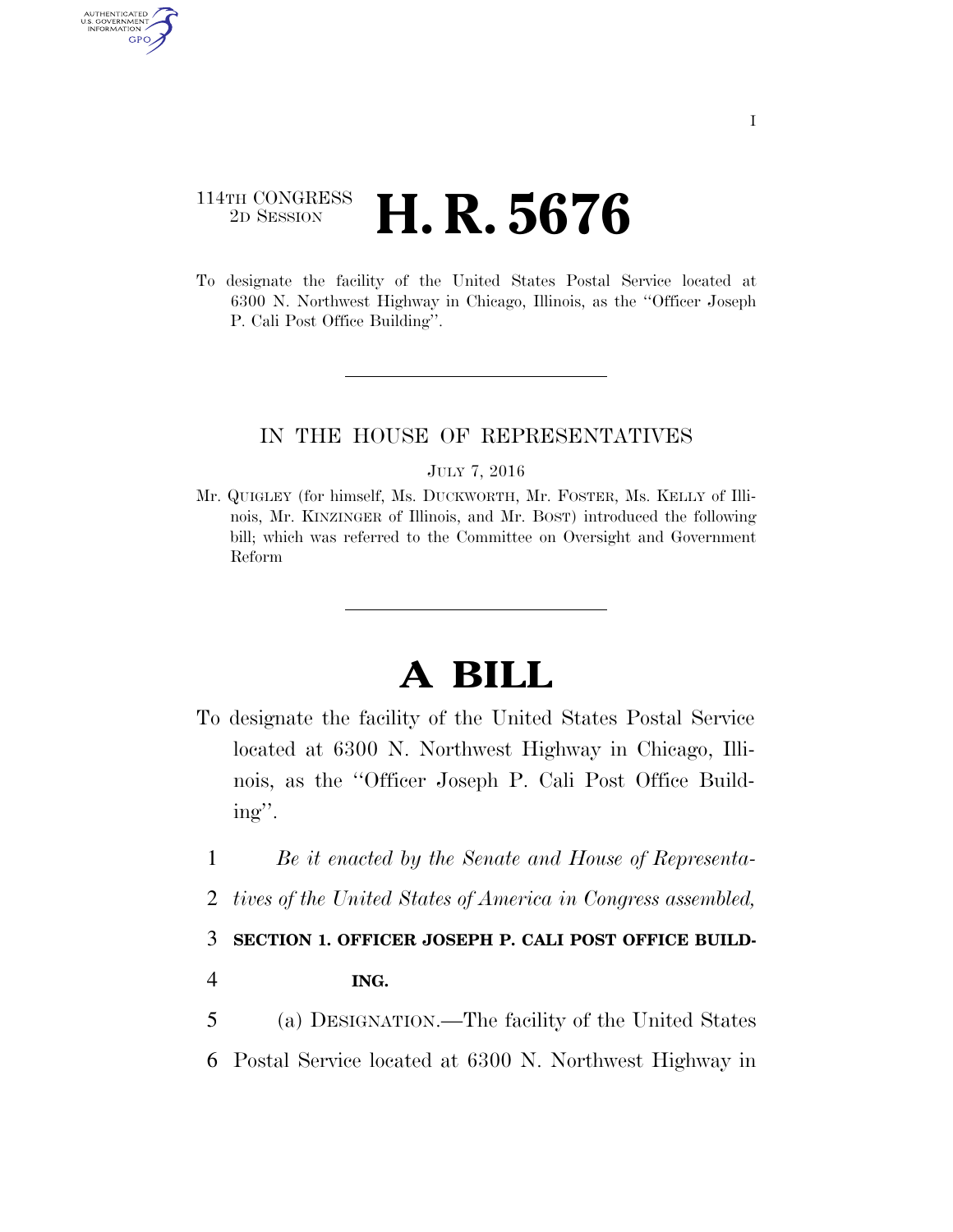114TH CONGRESS
2D SESSION

# H. R. 5676

To designate the facility of the United States Postal Service located at 6300 N. Northwest Highway in Chicago, Illinois, as the "Officer Joseph P. Cali Post Office Building".

---

IN THE HOUSE OF REPRESENTATIVES

JULY 7, 2016

Mr. QUIGLEY (for himself, Ms. DUCKWORTH, Mr. FOSTER, Ms. KELLY of Illinois, Mr. KINZINGER of Illinois, and Mr. BOST) introduced the following bill; which was referred to the Committee on Oversight and Government Reform

---

# A BILL

To designate the facility of the United States Postal Service located at 6300 N. Northwest Highway in Chicago, Illinois, as the "Officer Joseph P. Cali Post Office Building".

1 *Be it enacted by the Senate and House of Representa-*
2 *tives of the United States of America in Congress assembled,*
3 **SECTION 1. OFFICER JOSEPH P. CALI POST OFFICE BUILD-**
4 **ING.**
5 (a) DESIGNATION.—The facility of the United States
6 Postal Service located at 6300 N. Northwest Highway in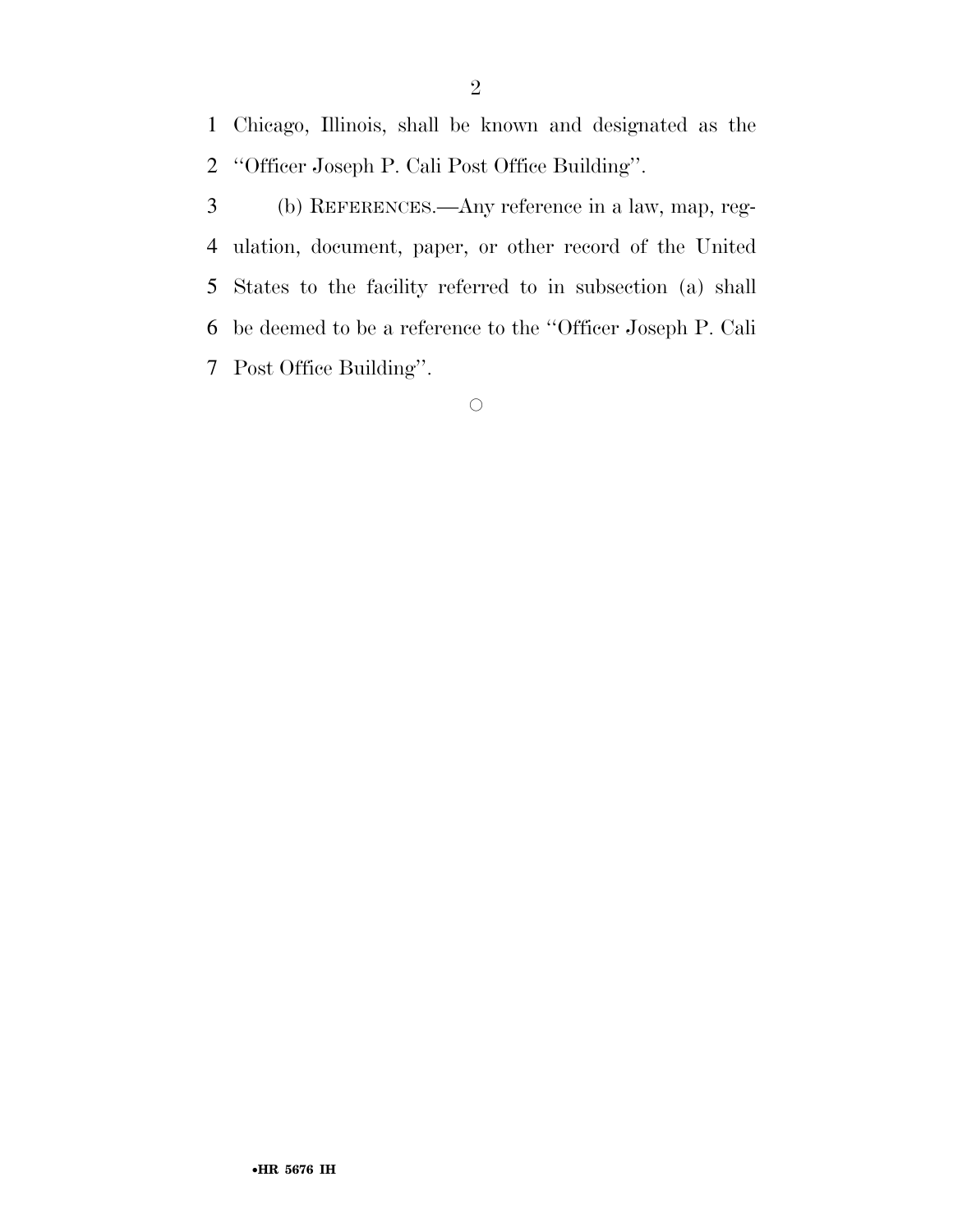Chicago, Illinois, shall be known and designated as the "Officer Joseph P. Cali Post Office Building".

(b) REFERENCES.—Any reference in a law, map, regulation, document, paper, or other record of the United States to the facility referred to in subsection (a) shall be deemed to be a reference to the "Officer Joseph P. Cali Post Office Building".